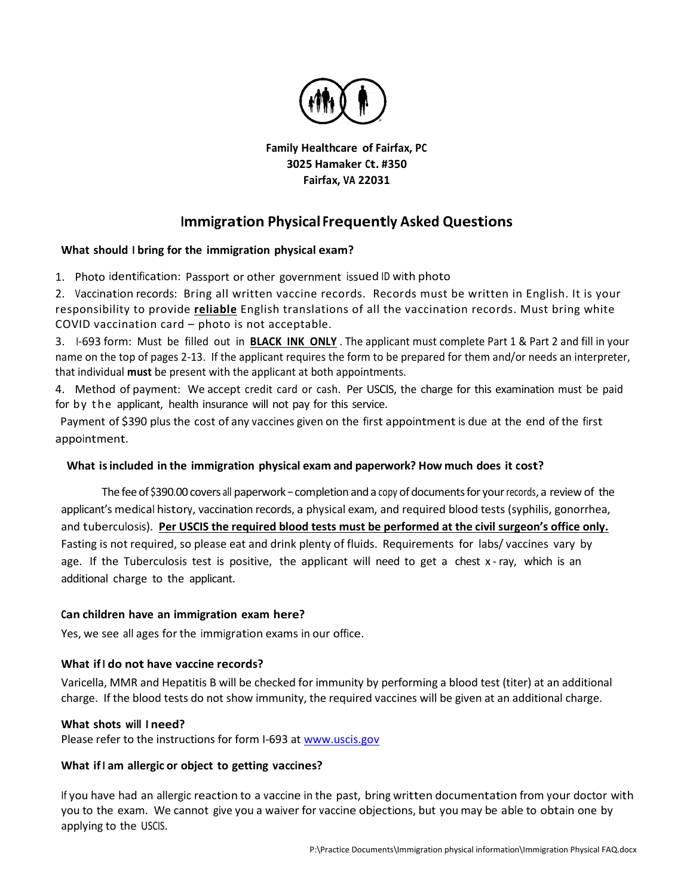**Family Healthcare of Fairfax, PC**
**3025 Hamaker Ct. #350**
**Fairfax, VA 22031**

# Immigration Physical Frequently Asked Questions

### What should I bring for the immigration physical exam?

1. Photo identification: Passport or other government issued ID with photo
2. Vaccination records: Bring all written vaccine records. Records must be written in English. It is your responsibility to provide **reliable** English translations of all the vaccination records. Must bring white COVID vaccination card – photo is not acceptable.
3. I-693 form: Must be filled out in **BLACK INK ONLY**. The applicant must complete Part 1 & Part 2 and fill in your name on the top of pages 2-13. If the applicant requires the form to be prepared for them and/or needs an interpreter, that individual **must** be present with the applicant at both appointments.
4. Method of payment: We accept credit card or cash. Per USCIS, the charge for this examination must be paid for by the applicant, health insurance will not pay for this service.

Payment of $390 plus the cost of any vaccines given on the first appointment is due at the end of the first appointment.

### What is included in the immigration physical exam and paperwork? How much does it cost?

The fee of $390.00 covers all paperwork – completion and a copy of documents for your records, a review of the applicant's medical history, vaccination records, a physical exam, and required blood tests (syphilis, gonorrhea, and tuberculosis). **Per USCIS the required blood tests must be performed at the civil surgeon's office only.** Fasting is not required, so please eat and drink plenty of fluids. Requirements for labs/ vaccines vary by age. If the Tuberculosis test is positive, the applicant will need to get a chest x-ray, which is an additional charge to the applicant.

### Can children have an immigration exam here?

Yes, we see all ages for the immigration exams in our office.

### What if I do not have vaccine records?

Varicella, MMR and Hepatitis B will be checked for immunity by performing a blood test (titer) at an additional charge. If the blood tests do not show immunity, the required vaccines will be given at an additional charge.

### What shots will I need?

Please refer to the instructions for form I-693 at www.uscis.gov

### What if I am allergic or object to getting vaccines?

If you have had an allergic reaction to a vaccine in the past, bring written documentation from your doctor with you to the exam. We cannot give you a waiver for vaccine objections, but you may be able to obtain one by applying to the USCIS.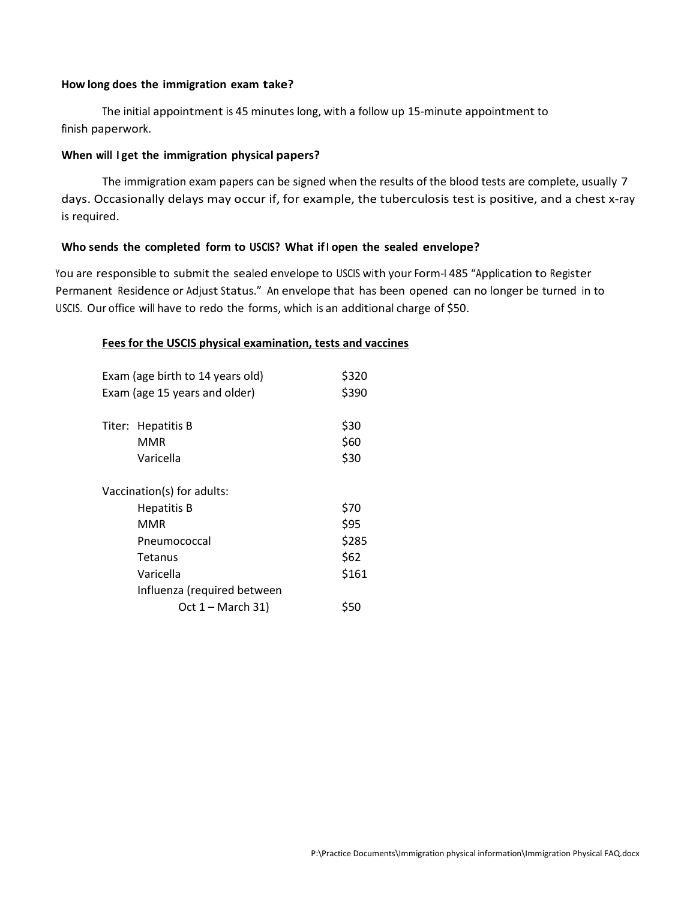**How long does the immigration exam take?**

The initial appointment is 45 minutes long, with a follow up 15-minute appointment to finish paperwork.

**When will I get the immigration physical papers?**

The immigration exam papers can be signed when the results of the blood tests are complete, usually 7 days. Occasionally delays may occur if, for example, the tuberculosis test is positive, and a chest x-ray is required.

**Who sends the completed form to USCIS? What if I open the sealed envelope?**

You are responsible to submit the sealed envelope to USCIS with your Form-I 485 "Application to Register Permanent Residence or Adjust Status." An envelope that has been opened can no longer be turned in to USCIS. Our office will have to redo the forms, which is an additional charge of $50.

**<u>Fees for the USCIS physical examination, tests and vaccines</u>**

| | |
|---|---|
| Exam (age birth to 14 years old) | $320 |
| Exam (age 15 years and older) | $390 |
| | |
| Titer: Hepatitis B | $30 |
| MMR | $60 |
| Varicella | $30 |
| | |
| Vaccination(s) for adults: | |
| Hepatitis B | $70 |
| MMR | $95 |
| Pneumococcal | $285 |
| Tetanus | $62 |
| Varicella | $161 |
| Influenza (required between Oct 1 – March 31) | $50 |